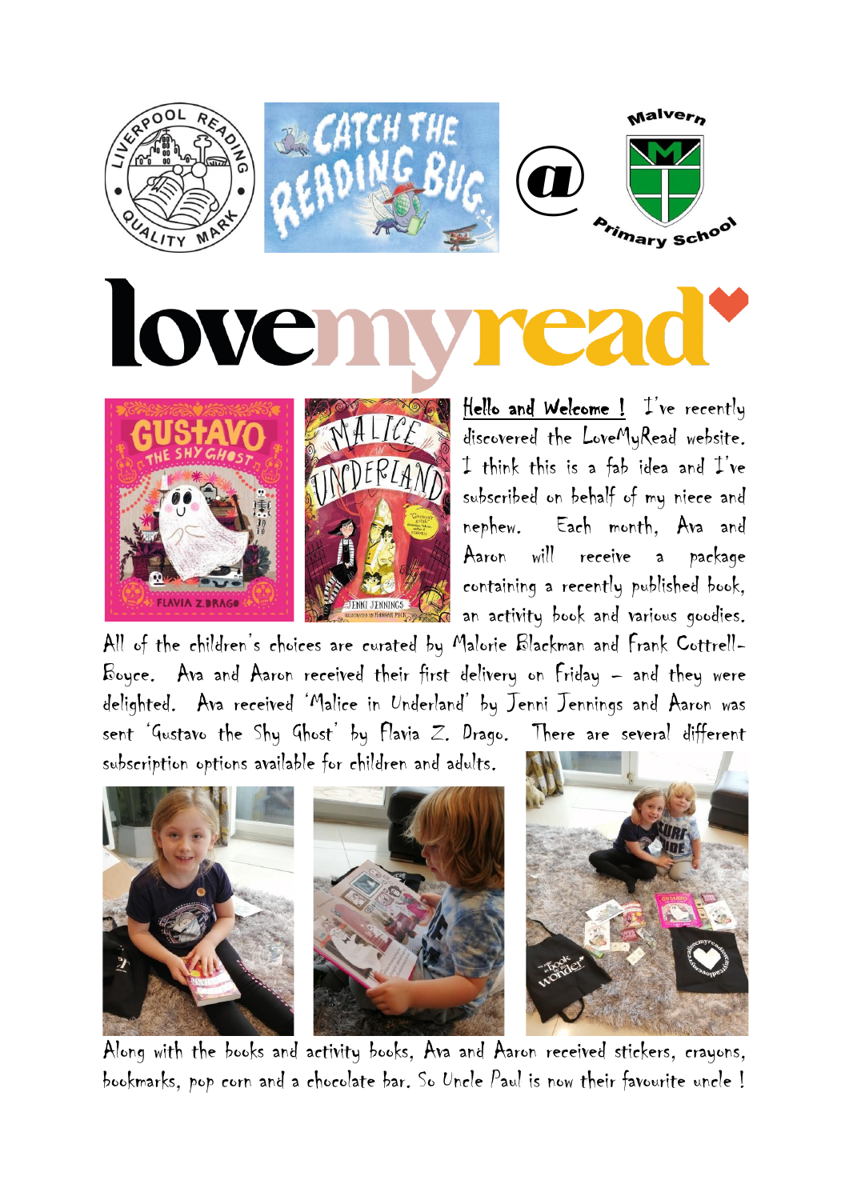# lovemyread

**Hello and Welcome !** I've recently discovered the LoveMyRead website. I think this is a fab idea and I've subscribed on behalf of my niece and nephew. Each month, Ava and Aaron will receive a package containing a recently published book, an activity book and various goodies. All of the children's choices are curated by Malorie Blackman and Frank Cottrell-Boyce. Ava and Aaron received their first delivery on Friday – and they were delighted. Ava received 'Malice in Underland' by Jenni Jennings and Aaron was sent 'Gustavo the Shy Ghost' by Flavia Z. Drago. There are several different subscription options available for children and adults.

Along with the books and activity books, Ava and Aaron received stickers, crayons, bookmarks, pop corn and a chocolate bar. So Uncle Paul is now their favourite uncle !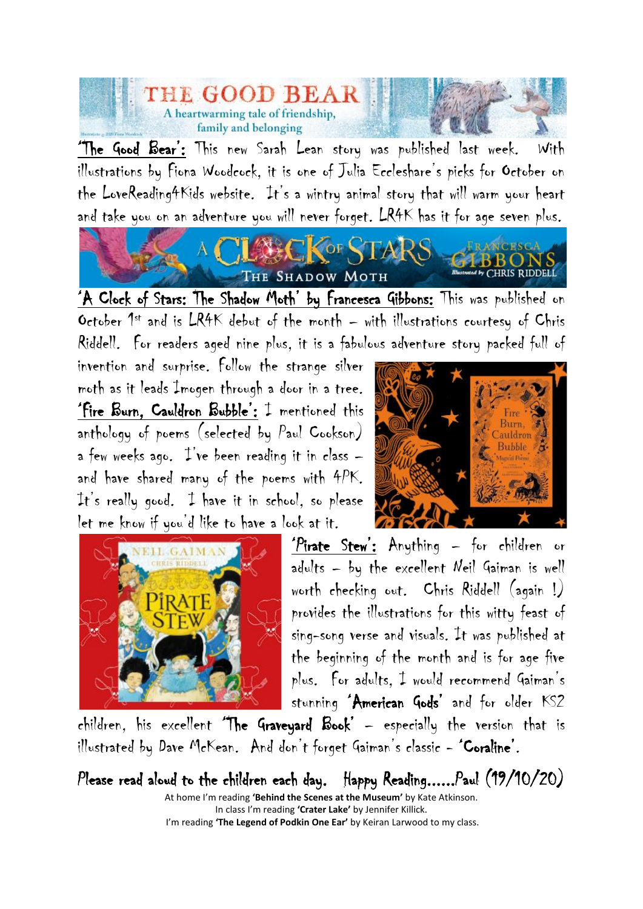**'The Good Bear':** This new Sarah Lean story was published last week. With illustrations by Fiona Woodcock, it is one of Julia Eccleshare's picks for October on the LoveReading4Kids website. It's a wintry animal story that will warm your heart and take you on an adventure you will never forget. LR4K has it for age seven plus.

**'A Clock of Stars: The Shadow Moth' by Francesca Gibbons:** This was published on October 1st and is LR4K debut of the month – with illustrations courtesy of Chris Riddell. For readers aged nine plus, it is a fabulous adventure story packed full of invention and surprise. Follow the strange silver moth as it leads Imogen through a door in a tree.

**'Fire Burn, Cauldron Bubble':** I mentioned this anthology of poems (selected by Paul Cookson) a few weeks ago. I've been reading it in class – and have shared many of the poems with 4PK. It's really good. I have it in school, so please let me know if you'd like to have a look at it.

**'Pirate Stew':** Anything – for children or adults – by the excellent Neil Gaiman is well worth checking out. Chris Riddell (again !) provides the illustrations for this witty feast of sing-song verse and visuals. It was published at the beginning of the month and is for age five plus. For adults, I would recommend Gaiman's stunning **'American Gods'** and for older KS2 children, his excellent **'The Graveyard Book'** – especially the version that is illustrated by Dave McKean. And don't forget Gaiman's classic – **'Coraline'**.

Please read aloud to the children each day. Happy Reading......Paul (19/10/20)

At home I'm reading **'Behind the Scenes at the Museum'** by Kate Atkinson.
In class I'm reading **'Crater Lake'** by Jennifer Killick.
I'm reading **'The Legend of Podkin One Ear'** by Keiran Larwood to my class.